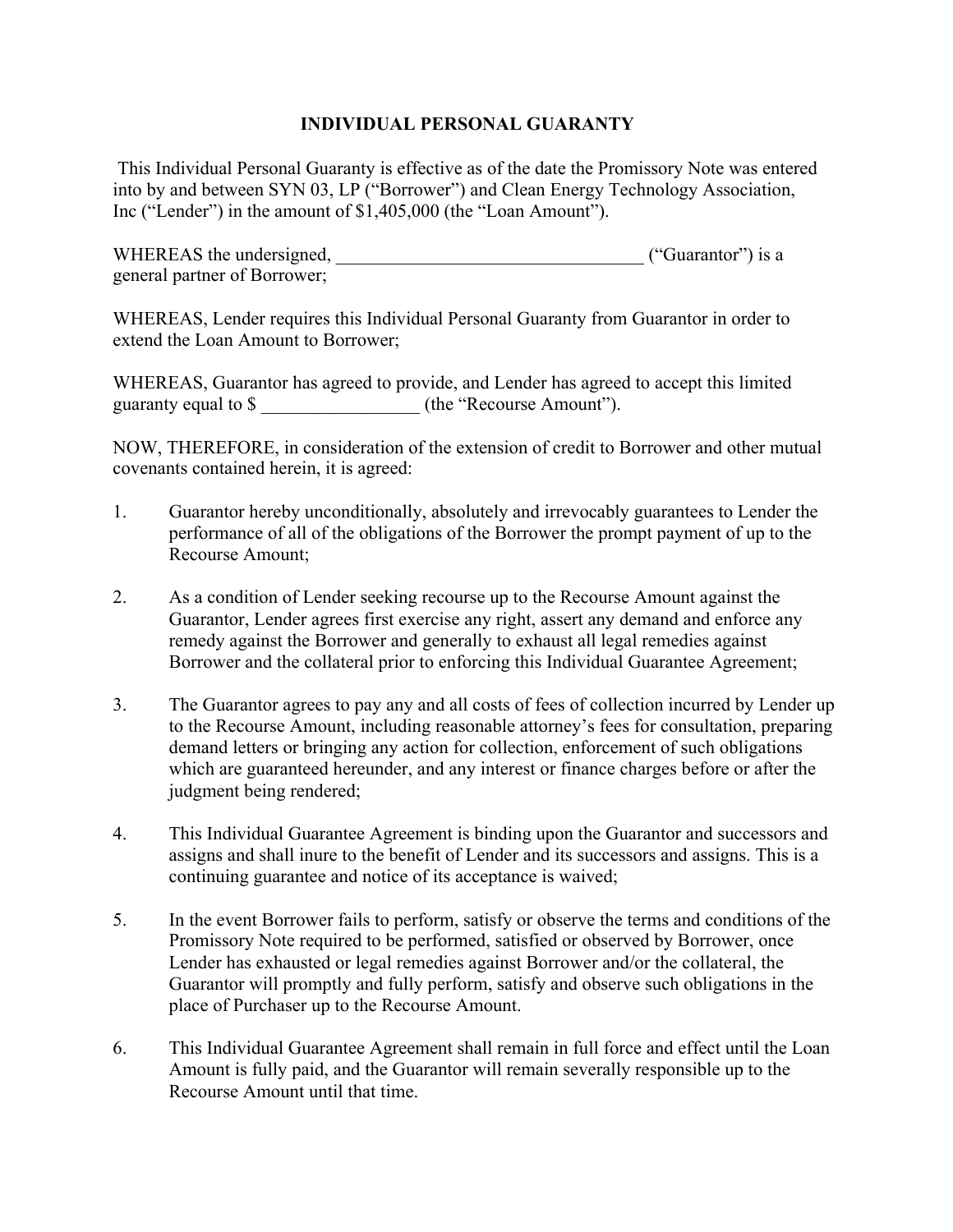# INDIVIDUAL PERSONAL GUARANTY

This Individual Personal Guaranty is effective as of the date the Promissory Note was entered into by and between SYN 03, LP ("Borrower") and Clean Energy Technology Association, Inc ("Lender") in the amount of $1,405,000 (the "Loan Amount").

WHEREAS the undersigned, _________________________________ ("Guarantor") is a general partner of Borrower;

WHEREAS, Lender requires this Individual Personal Guaranty from Guarantor in order to extend the Loan Amount to Borrower;

WHEREAS, Guarantor has agreed to provide, and Lender has agreed to accept this limited guaranty equal to $ _________________ (the "Recourse Amount").

NOW, THEREFORE, in consideration of the extension of credit to Borrower and other mutual covenants contained herein, it is agreed:

1. Guarantor hereby unconditionally, absolutely and irrevocably guarantees to Lender the performance of all of the obligations of the Borrower the prompt payment of up to the Recourse Amount;

2. As a condition of Lender seeking recourse up to the Recourse Amount against the Guarantor, Lender agrees first exercise any right, assert any demand and enforce any remedy against the Borrower and generally to exhaust all legal remedies against Borrower and the collateral prior to enforcing this Individual Guarantee Agreement;

3. The Guarantor agrees to pay any and all costs of fees of collection incurred by Lender up to the Recourse Amount, including reasonable attorney's fees for consultation, preparing demand letters or bringing any action for collection, enforcement of such obligations which are guaranteed hereunder, and any interest or finance charges before or after the judgment being rendered;

4. This Individual Guarantee Agreement is binding upon the Guarantor and successors and assigns and shall inure to the benefit of Lender and its successors and assigns. This is a continuing guarantee and notice of its acceptance is waived;

5. In the event Borrower fails to perform, satisfy or observe the terms and conditions of the Promissory Note required to be performed, satisfied or observed by Borrower, once Lender has exhausted or legal remedies against Borrower and/or the collateral, the Guarantor will promptly and fully perform, satisfy and observe such obligations in the place of Purchaser up to the Recourse Amount.

6. This Individual Guarantee Agreement shall remain in full force and effect until the Loan Amount is fully paid, and the Guarantor will remain severally responsible up to the Recourse Amount until that time.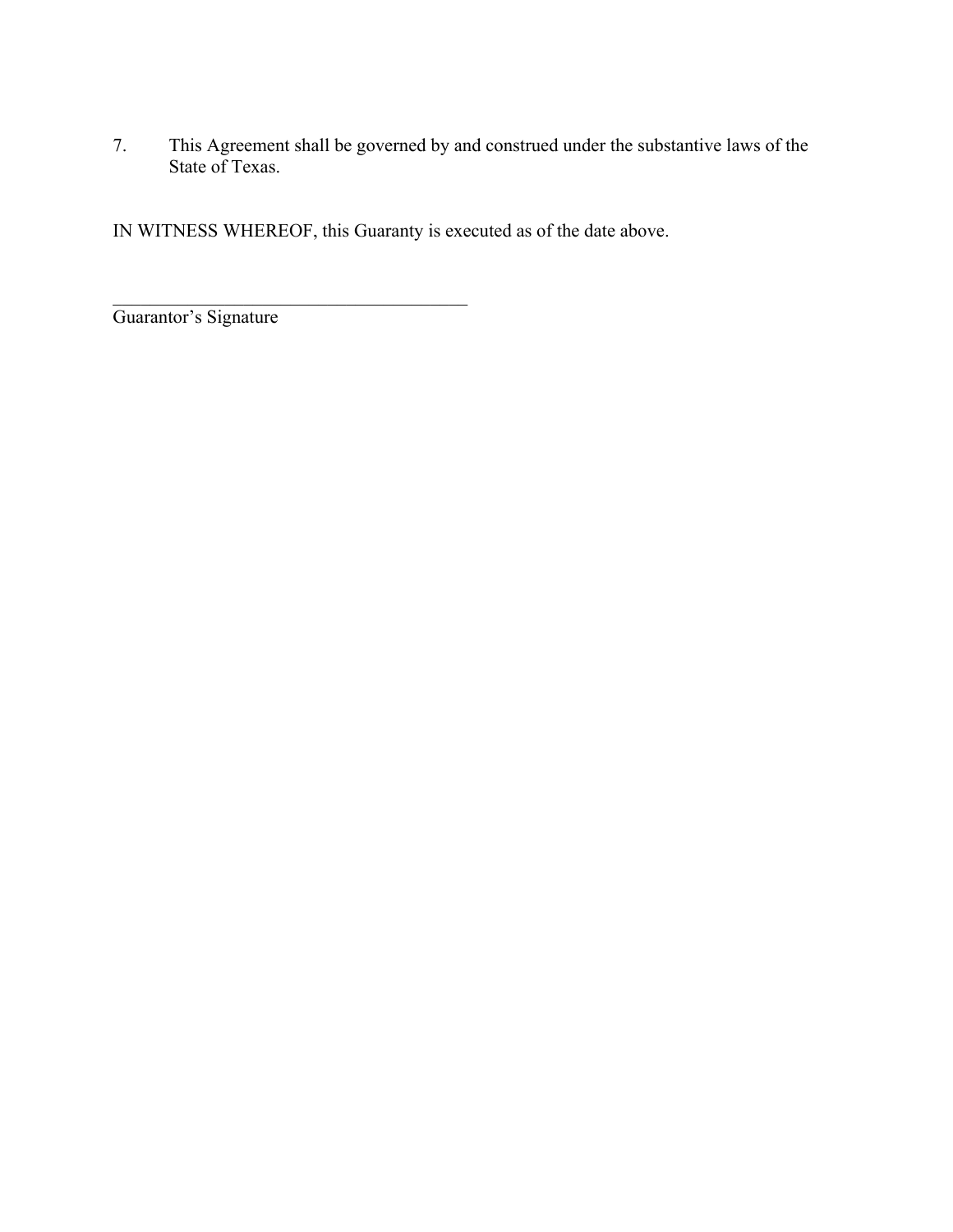7. This Agreement shall be governed by and construed under the substantive laws of the State of Texas.

IN WITNESS WHEREOF, this Guaranty is executed as of the date above.

\_\_\_\_\_\_\_\_\_\_\_\_\_\_\_\_\_\_\_\_\_\_\_\_\_\_\_\_\_\_\_\_\_\_\_\_\_\_\_\_

Guarantor's Signature